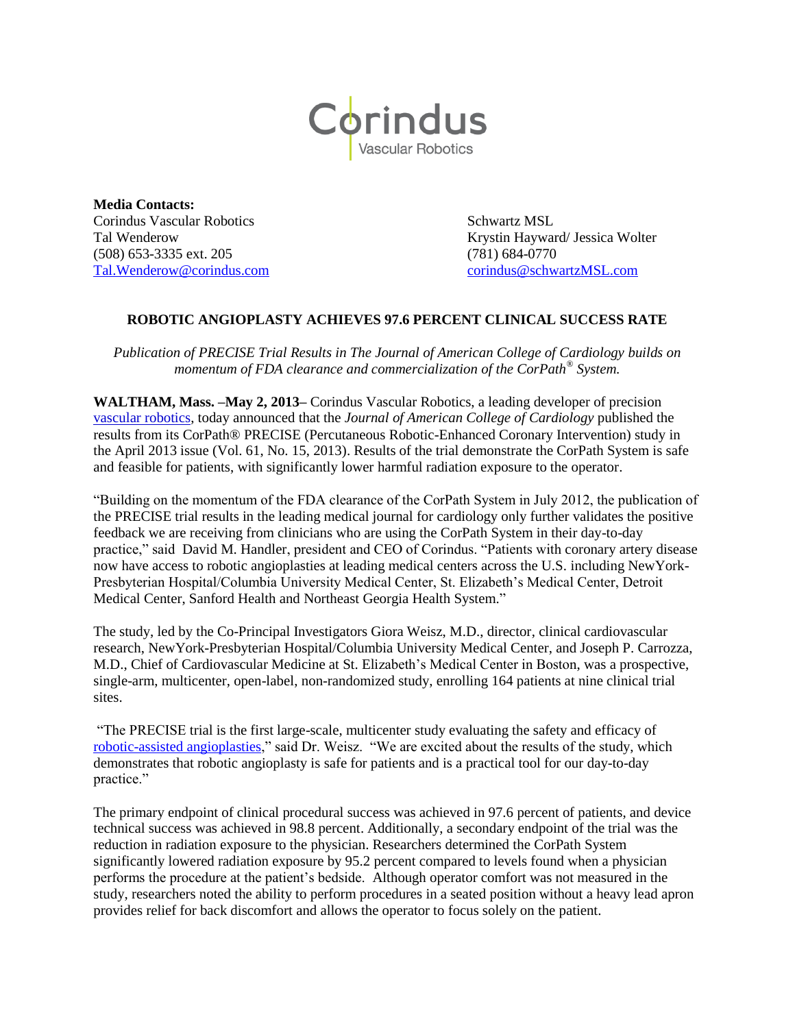Corindus Vascular Robotics

**Media Contacts:**

Corindus Vascular Robotics
Tal Wenderow
(508) 653-3335 ext. 205
Tal.Wenderow@corindus.com

Schwartz MSL
Krystin Hayward/ Jessica Wolter
(781) 684-0770
corindus@schwartzMSL.com

**ROBOTIC ANGIOPLASTY ACHIEVES 97.6 PERCENT CLINICAL SUCCESS RATE**

*Publication of PRECISE Trial Results in The Journal of American College of Cardiology builds on momentum of FDA clearance and commercialization of the CorPath® System.*

**WALTHAM, Mass. –May 2, 2013–** Corindus Vascular Robotics, a leading developer of precision vascular robotics, today announced that the *Journal of American College of Cardiology* published the results from its CorPath® PRECISE (Percutaneous Robotic-Enhanced Coronary Intervention) study in the April 2013 issue (Vol. 61, No. 15, 2013). Results of the trial demonstrate the CorPath System is safe and feasible for patients, with significantly lower harmful radiation exposure to the operator.

"Building on the momentum of the FDA clearance of the CorPath System in July 2012, the publication of the PRECISE trial results in the leading medical journal for cardiology only further validates the positive feedback we are receiving from clinicians who are using the CorPath System in their day-to-day practice," said David M. Handler, president and CEO of Corindus. "Patients with coronary artery disease now have access to robotic angioplasties at leading medical centers across the U.S. including NewYork-Presbyterian Hospital/Columbia University Medical Center, St. Elizabeth's Medical Center, Detroit Medical Center, Sanford Health and Northeast Georgia Health System."

The study, led by the Co-Principal Investigators Giora Weisz, M.D., director, clinical cardiovascular research, NewYork-Presbyterian Hospital/Columbia University Medical Center, and Joseph P. Carrozza, M.D., Chief of Cardiovascular Medicine at St. Elizabeth's Medical Center in Boston, was a prospective, single-arm, multicenter, open-label, non-randomized study, enrolling 164 patients at nine clinical trial sites.

"The PRECISE trial is the first large-scale, multicenter study evaluating the safety and efficacy of robotic-assisted angioplasties," said Dr. Weisz. "We are excited about the results of the study, which demonstrates that robotic angioplasty is safe for patients and is a practical tool for our day-to-day practice."

The primary endpoint of clinical procedural success was achieved in 97.6 percent of patients, and device technical success was achieved in 98.8 percent. Additionally, a secondary endpoint of the trial was the reduction in radiation exposure to the physician. Researchers determined the CorPath System significantly lowered radiation exposure by 95.2 percent compared to levels found when a physician performs the procedure at the patient's bedside. Although operator comfort was not measured in the study, researchers noted the ability to perform procedures in a seated position without a heavy lead apron provides relief for back discomfort and allows the operator to focus solely on the patient.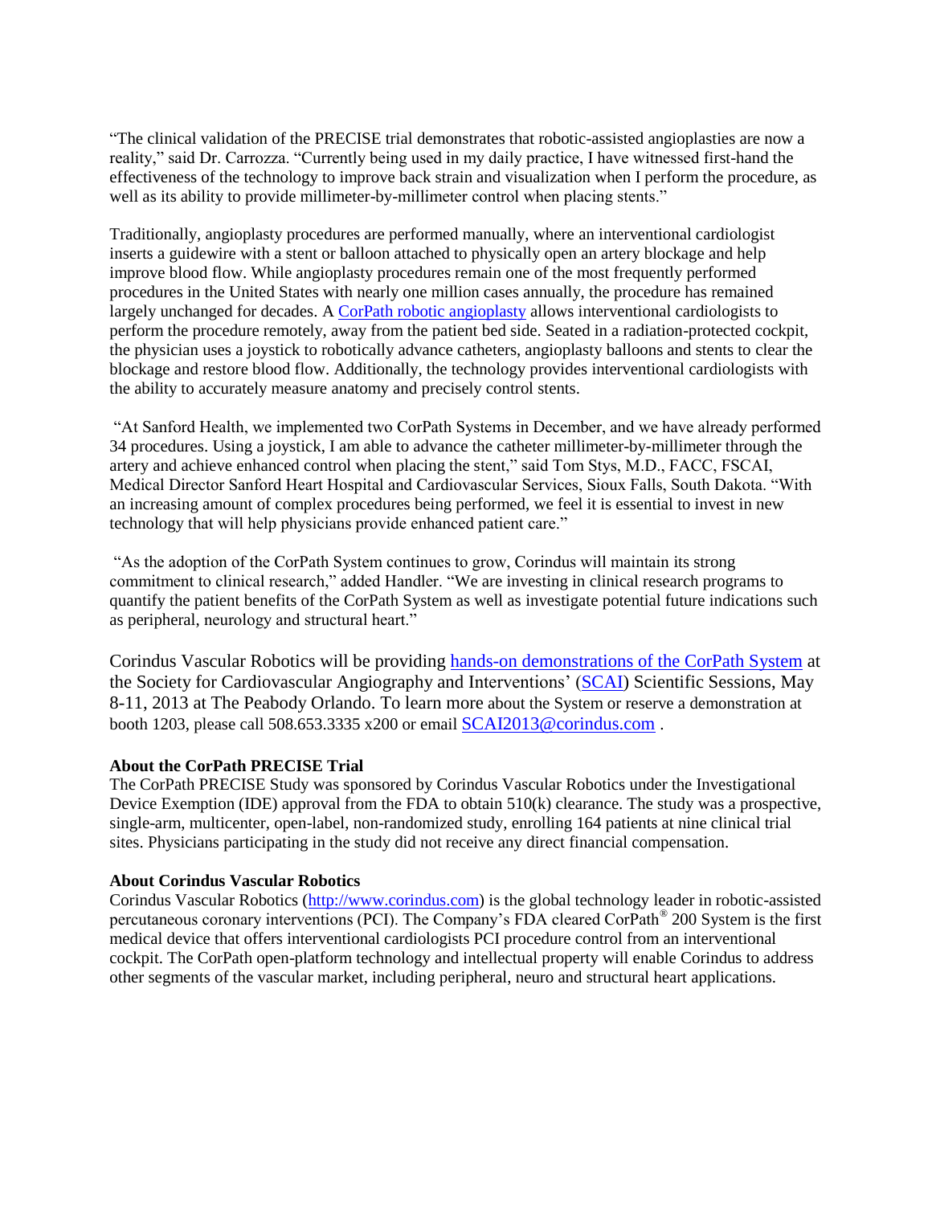"The clinical validation of the PRECISE trial demonstrates that robotic-assisted angioplasties are now a reality," said Dr. Carrozza. "Currently being used in my daily practice, I have witnessed first-hand the effectiveness of the technology to improve back strain and visualization when I perform the procedure, as well as its ability to provide millimeter-by-millimeter control when placing stents."

Traditionally, angioplasty procedures are performed manually, where an interventional cardiologist inserts a guidewire with a stent or balloon attached to physically open an artery blockage and help improve blood flow. While angioplasty procedures remain one of the most frequently performed procedures in the United States with nearly one million cases annually, the procedure has remained largely unchanged for decades. A CorPath robotic angioplasty allows interventional cardiologists to perform the procedure remotely, away from the patient bed side. Seated in a radiation-protected cockpit, the physician uses a joystick to robotically advance catheters, angioplasty balloons and stents to clear the blockage and restore blood flow. Additionally, the technology provides interventional cardiologists with the ability to accurately measure anatomy and precisely control stents.

"At Sanford Health, we implemented two CorPath Systems in December, and we have already performed 34 procedures. Using a joystick, I am able to advance the catheter millimeter-by-millimeter through the artery and achieve enhanced control when placing the stent," said Tom Stys, M.D., FACC, FSCAI, Medical Director Sanford Heart Hospital and Cardiovascular Services, Sioux Falls, South Dakota. "With an increasing amount of complex procedures being performed, we feel it is essential to invest in new technology that will help physicians provide enhanced patient care."

"As the adoption of the CorPath System continues to grow, Corindus will maintain its strong commitment to clinical research," added Handler. "We are investing in clinical research programs to quantify the patient benefits of the CorPath System as well as investigate potential future indications such as peripheral, neurology and structural heart."

Corindus Vascular Robotics will be providing hands-on demonstrations of the CorPath System at the Society for Cardiovascular Angiography and Interventions' (SCAI) Scientific Sessions, May 8-11, 2013 at The Peabody Orlando. To learn more about the System or reserve a demonstration at booth 1203, please call 508.653.3335 x200 or email SCAI2013@corindus.com .

**About the CorPath PRECISE Trial**

The CorPath PRECISE Study was sponsored by Corindus Vascular Robotics under the Investigational Device Exemption (IDE) approval from the FDA to obtain 510(k) clearance. The study was a prospective, single-arm, multicenter, open-label, non-randomized study, enrolling 164 patients at nine clinical trial sites. Physicians participating in the study did not receive any direct financial compensation.

**About Corindus Vascular Robotics**

Corindus Vascular Robotics (http://www.corindus.com) is the global technology leader in robotic-assisted percutaneous coronary interventions (PCI). The Company's FDA cleared CorPath® 200 System is the first medical device that offers interventional cardiologists PCI procedure control from an interventional cockpit. The CorPath open-platform technology and intellectual property will enable Corindus to address other segments of the vascular market, including peripheral, neuro and structural heart applications.